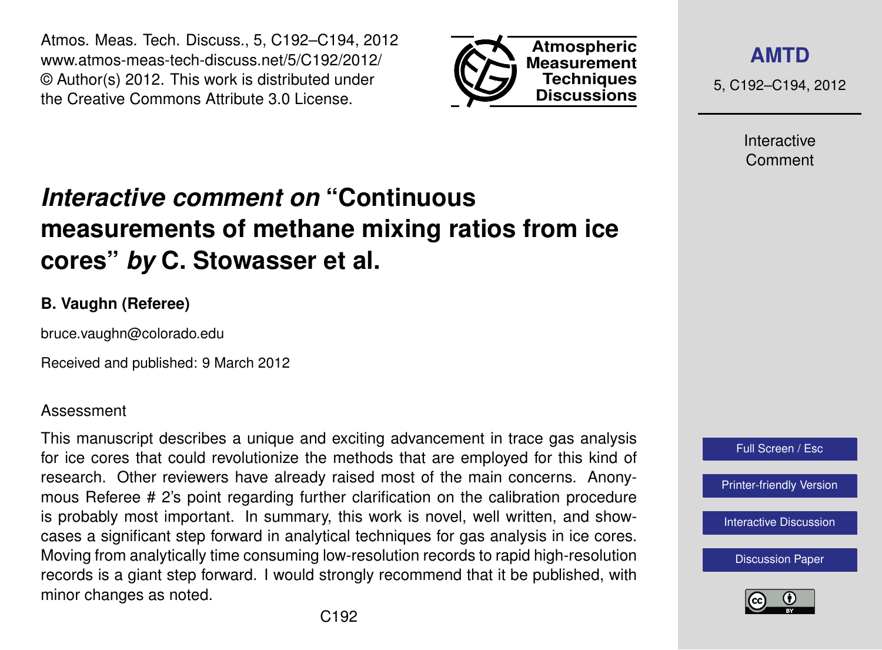# *Interactive comment on* "Continuous measurements of methane mixing ratios from ice cores" *by* C. Stowasser et al.

**B. Vaughn (Referee)**

bruce.vaughn@colorado.edu

Received and published: 9 March 2012

Assessment

This manuscript describes a unique and exciting advancement in trace gas analysis for ice cores that could revolutionize the methods that are employed for this kind of research. Other reviewers have already raised most of the main concerns. Anonymous Referee # 2's point regarding further clarification on the calibration procedure is probably most important. In summary, this work is novel, well written, and showcases a significant step forward in analytical techniques for gas analysis in ice cores. Moving from analytically time consuming low-resolution records to rapid high-resolution records is a giant step forward. I would strongly recommend that it be published, with minor changes as noted.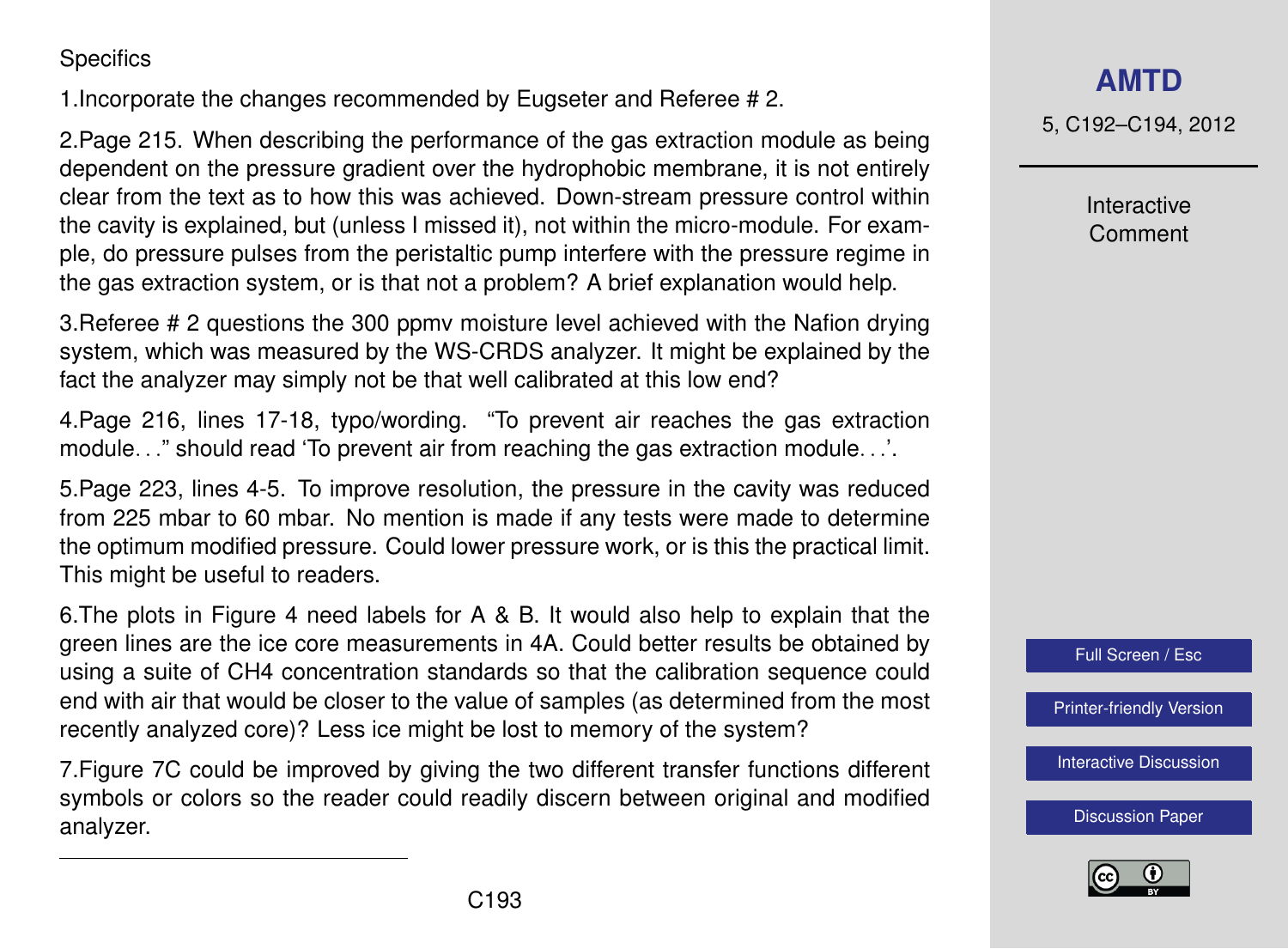Specifics

1. Incorporate the changes recommended by Eugseter and Referee # 2.

2. Page 215. When describing the performance of the gas extraction module as being dependent on the pressure gradient over the hydrophobic membrane, it is not entirely clear from the text as to how this was achieved. Down-stream pressure control within the cavity is explained, but (unless I missed it), not within the micro-module. For example, do pressure pulses from the peristaltic pump interfere with the pressure regime in the gas extraction system, or is that not a problem? A brief explanation would help.

3. Referee # 2 questions the 300 ppmv moisture level achieved with the Nafion drying system, which was measured by the WS-CRDS analyzer. It might be explained by the fact the analyzer may simply not be that well calibrated at this low end?

4. Page 216, lines 17-18, typo/wording. "To prevent air reaches the gas extraction module. . ." should read 'To prevent air from reaching the gas extraction module. . .'.

5. Page 223, lines 4-5. To improve resolution, the pressure in the cavity was reduced from 225 mbar to 60 mbar. No mention is made if any tests were made to determine the optimum modified pressure. Could lower pressure work, or is this the practical limit. This might be useful to readers.

6. The plots in Figure 4 need labels for A & B. It would also help to explain that the green lines are the ice core measurements in 4A. Could better results be obtained by using a suite of $CH_4$ concentration standards so that the calibration sequence could end with air that would be closer to the value of samples (as determined from the most recently analyzed core)? Less ice might be lost to memory of the system?

7. Figure 7C could be improved by giving the two different transfer functions different symbols or colors so the reader could readily discern between original and modified analyzer.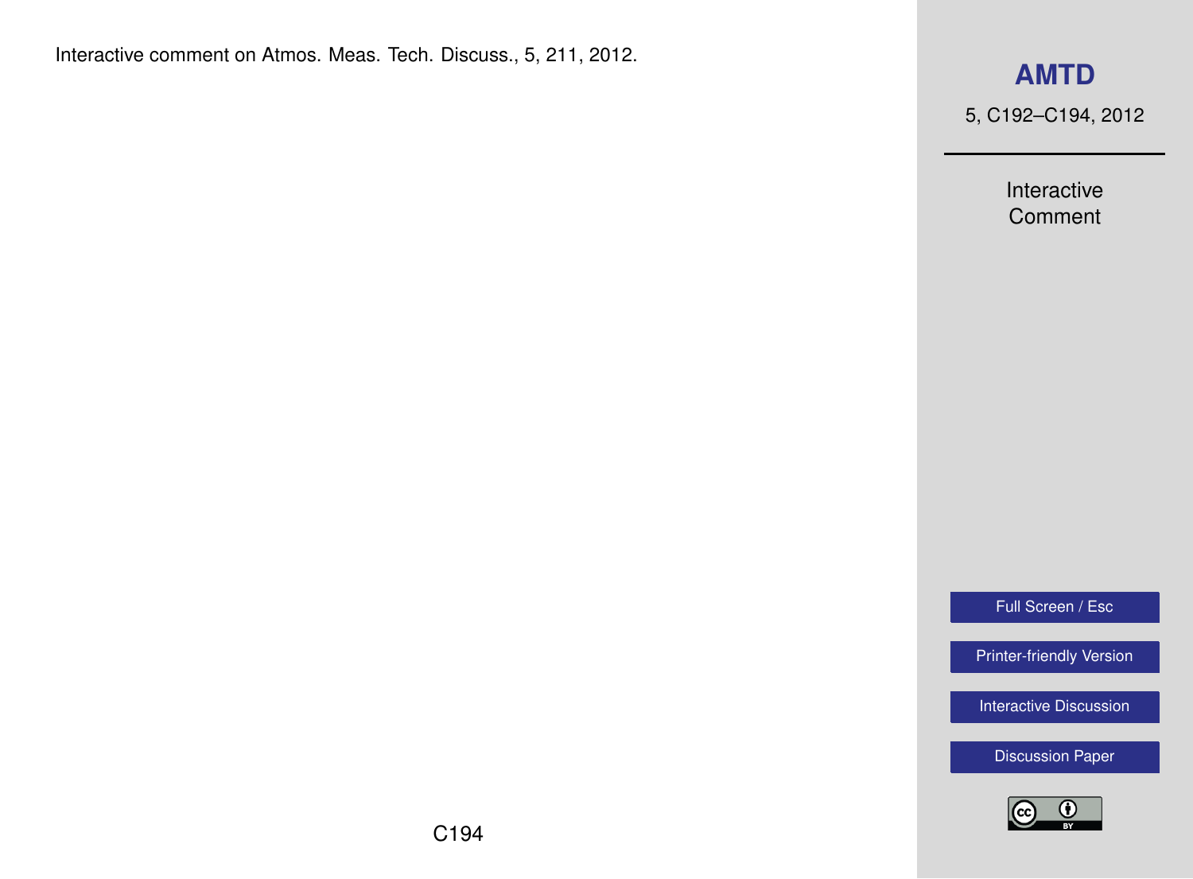Interactive comment on Atmos. Meas. Tech. Discuss., 5, 211, 2012.